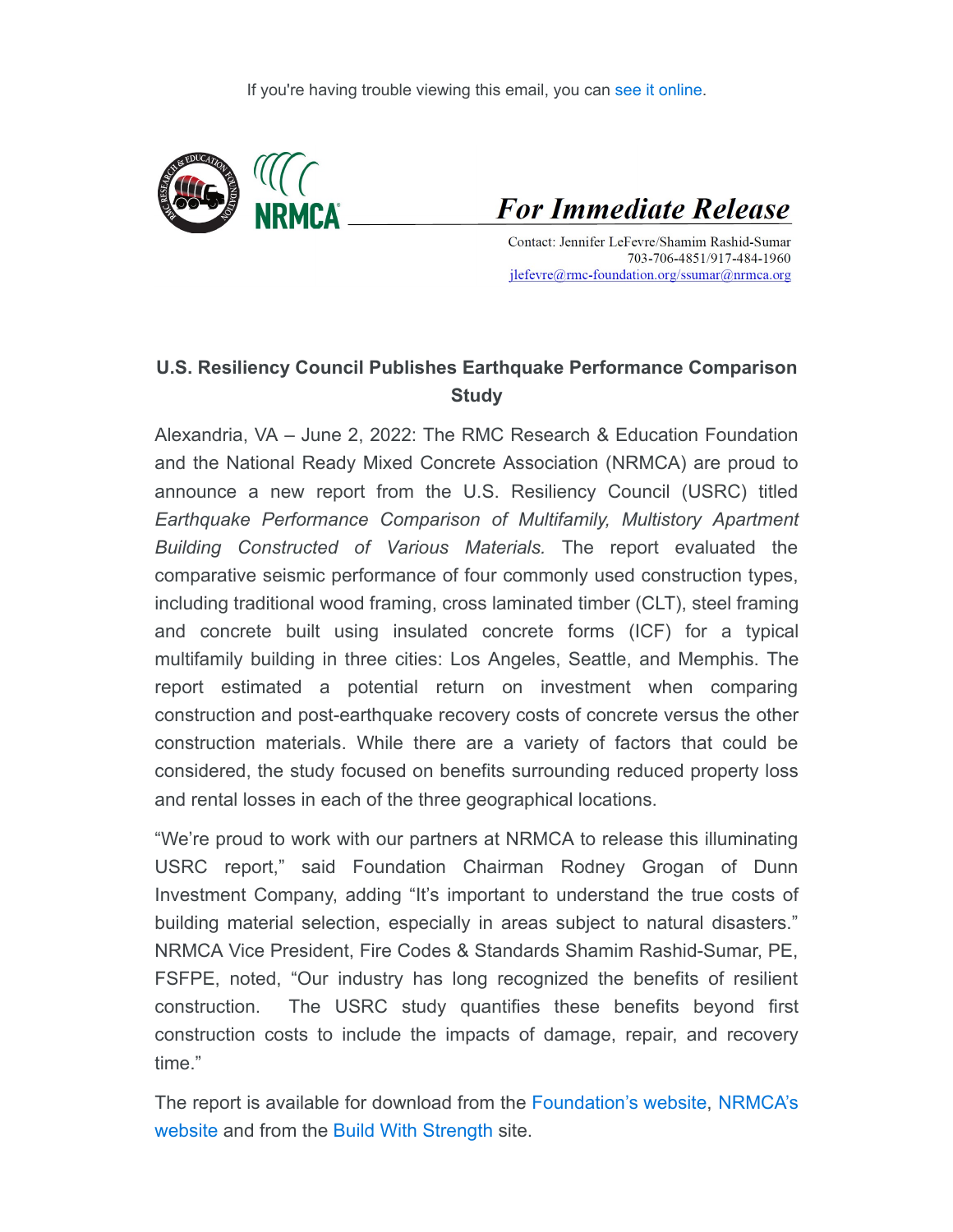If you're having trouble viewing this email, you can see it online.

NRMCA

***For Immediate Release***

Contact: Jennifer LeFevre/Shamim Rashid-Sumar
703-706-4851/917-484-1960
jlefevre@rmc-foundation.org/ssumar@nrmca.org

**U.S. Resiliency Council Publishes Earthquake Performance Comparison Study**

Alexandria, VA – June 2, 2022: The RMC Research & Education Foundation and the National Ready Mixed Concrete Association (NRMCA) are proud to announce a new report from the U.S. Resiliency Council (USRC) titled *Earthquake Performance Comparison of Multifamily, Multistory Apartment Building Constructed of Various Materials.* The report evaluated the comparative seismic performance of four commonly used construction types, including traditional wood framing, cross laminated timber (CLT), steel framing and concrete built using insulated concrete forms (ICF) for a typical multifamily building in three cities: Los Angeles, Seattle, and Memphis. The report estimated a potential return on investment when comparing construction and post-earthquake recovery costs of concrete versus the other construction materials. While there are a variety of factors that could be considered, the study focused on benefits surrounding reduced property loss and rental losses in each of the three geographical locations.

"We're proud to work with our partners at NRMCA to release this illuminating USRC report," said Foundation Chairman Rodney Grogan of Dunn Investment Company, adding "It's important to understand the true costs of building material selection, especially in areas subject to natural disasters." NRMCA Vice President, Fire Codes & Standards Shamim Rashid-Sumar, PE, FSFPE, noted, "Our industry has long recognized the benefits of resilient construction. The USRC study quantifies these benefits beyond first construction costs to include the impacts of damage, repair, and recovery time."

The report is available for download from the Foundation's website, NRMCA's website and from the Build With Strength site.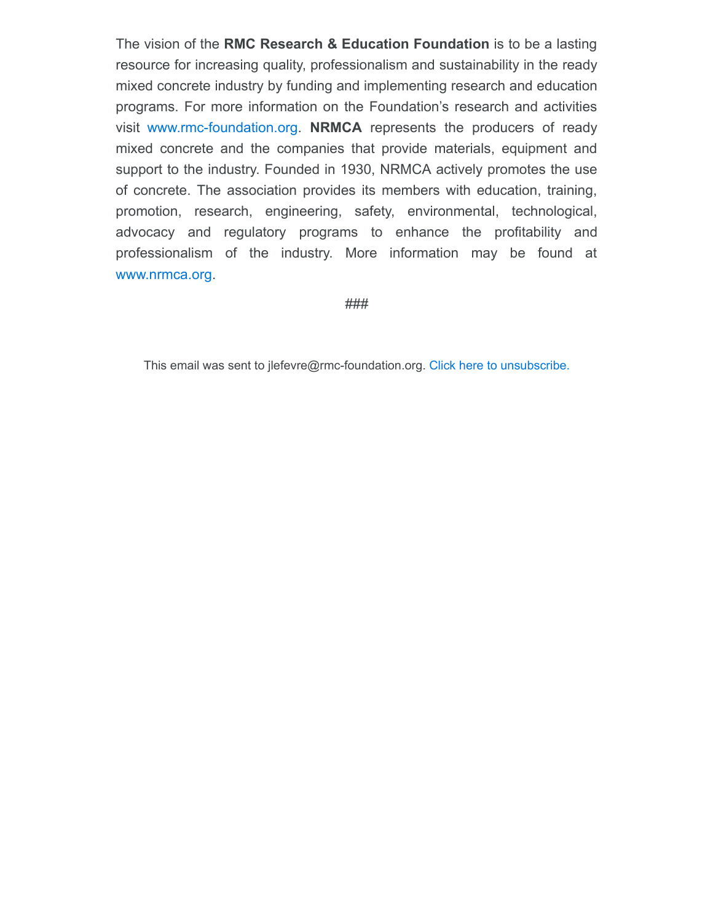The vision of the **RMC Research & Education Foundation** is to be a lasting resource for increasing quality, professionalism and sustainability in the ready mixed concrete industry by funding and implementing research and education programs. For more information on the Foundation's research and activities visit www.rmc-foundation.org. **NRMCA** represents the producers of ready mixed concrete and the companies that provide materials, equipment and support to the industry. Founded in 1930, NRMCA actively promotes the use of concrete. The association provides its members with education, training, promotion, research, engineering, safety, environmental, technological, advocacy and regulatory programs to enhance the profitability and professionalism of the industry. More information may be found at www.nrmca.org.

###

This email was sent to jlefevre@rmc-foundation.org. Click here to unsubscribe.